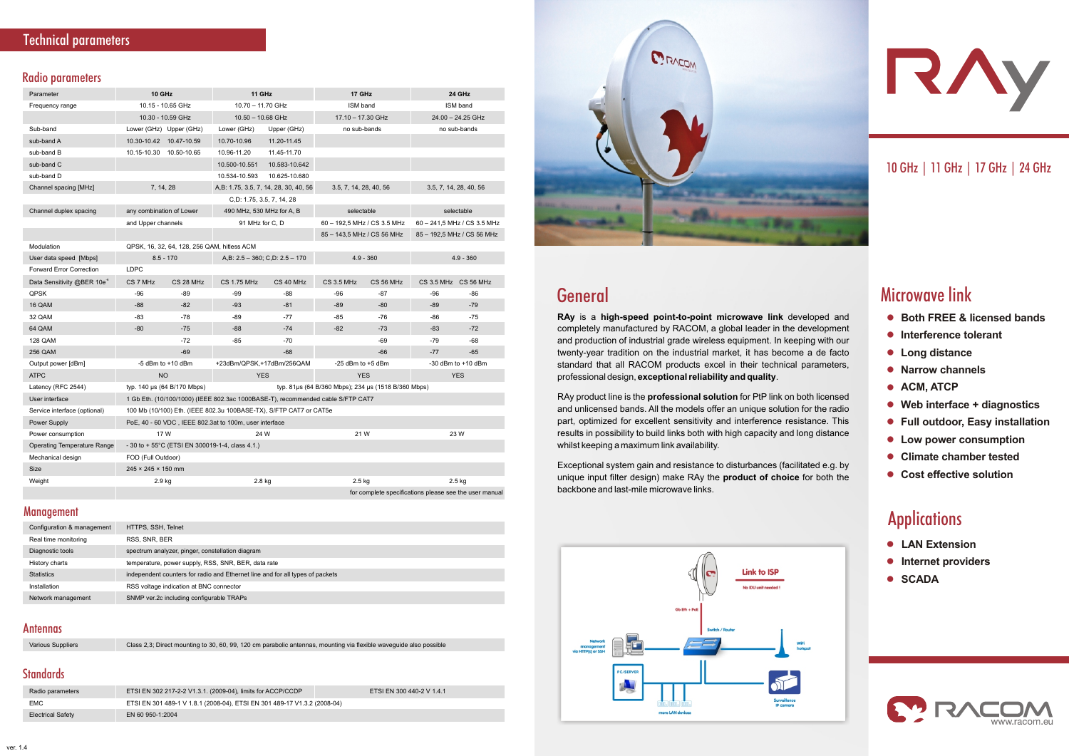# Technical parameters

## Radio parameters

| Parameter | 10 GHz | | 11 GHz | | 17 GHz | | 24 GHz | |
|---|---|---|---|---|---|---|---|---|
| Frequency range | 10.15 - 10.65 GHz | | 10.70 – 11.70 GHz | | ISM band | | ISM band | |
| | 10.30 - 10.59 GHz | | 10.50 – 10.68 GHz | | 17.10 – 17.30 GHz | | 24.00 – 24.25 GHz | |
| Sub-band | Lower (GHz) | Upper (GHz) | Lower (GHz) | Upper (GHz) | no sub-bands | | no sub-bands | |
| sub-band A | 10.30-10.42 | 10.47-10.59 | 10.70-10.96 | 11.20-11.45 | | | | |
| sub-band B | 10.15-10.30 | 10.50-10.65 | 10.96-11.20 | 11.45-11.70 | | | | |
| sub-band C | | | 10.500-10.551 | 10.583-10.642 | | | | |
| sub-band D | | | 10.534-10.593 | 10.625-10.680 | | | | |
| Channel spacing [MHz] | 7, 14, 28 | | A,B: 1.75, 3.5, 7, 14, 28, 30, 40, 56 | | 3.5, 7, 14, 28, 40, 56 | | 3.5, 7, 14, 28, 40, 56 | |
| | | | C,D: 1.75, 3.5, 7, 14, 28 | | | | | |
| Channel duplex spacing | any combination of Lower | | 490 MHz, 530 MHz for A, B | | selectable | | selectable | |
| | and Upper channels | | 91 MHz for C, D | | 60 – 192,5 MHz / CS 3.5 MHz | | 60 – 241,5 MHz / CS 3.5 MHz | |
| | | | | | 85 – 143,5 MHz / CS 56 MHz | | 85 – 192,5 MHz / CS 56 MHz | |
| Modulation | QPSK, 16, 32, 64, 128, 256 QAM, hitless ACM | | | | | | | |
| User data speed [Mbps] | 8.5 - 170 | | A,B: 2.5 – 360; C,D: 2.5 – 170 | | 4.9 - 360 | | 4.9 - 360 | |
| Forward Error Correction | LDPC | | | | | | | |
| Data Sensitivity @BER 10e[-6] | CS 7 MHz | CS 28 MHz | CS 1.75 MHz | CS 40 MHz | CS 3.5 MHz | CS 56 MHz | CS 3.5 MHz | CS 56 MHz |
| QPSK | -96 | -89 | -99 | -88 | -96 | -87 | -96 | -86 |
| 16 QAM | -88 | -82 | -93 | -81 | -89 | -80 | -89 | -79 |
| 32 QAM | -83 | -78 | -89 | -77 | -85 | -76 | -86 | -75 |
| 64 QAM | -80 | -75 | -88 | -74 | -82 | -73 | -83 | -72 |
| 128 QAM | | -72 | -85 | -70 | | -69 | -79 | -68 |
| 256 QAM | | -69 | | -68 | | -66 | -77 | -65 |
| Output power [dBm] | -5 dBm to +10 dBm | | +23dBm/QPSK,+17dBm/256QAM | | -25 dBm to +5 dBm | | -30 dBm to +10 dBm | |
| ATPC | NO | | YES | | YES | | YES | |
| Latency (RFC 2544) | typ. 140 µs (64 B/170 Mbps) | | typ. 81µs (64 B/360 Mbps); 234 µs (1518 B/360 Mbps) | | | | | |
| User interface | 1 Gb Eth. (10/100/1000) (IEEE 802.3ac 1000BASE-T), recommended cable S/FTP CAT7 | | | | | | | |
| Service interface (optional) | 100 Mb (10/100) Eth. (IEEE 802.3u 100BASE-TX), S/FTP CAT7 or CAT5e | | | | | | | |
| Power Supply | PoE, 40 - 60 VDC , IEEE 802.3at to 100m, user interface | | | | | | | |
| Power consumption | 17 W | | 24 W | | 21 W | | 23 W | |
| Operating Temperature Range | - 30 to + 55°C (ETSI EN 300019-1-4, class 4.1.) | | | | | | | |
| Mechanical design | FOD (Full Outdoor) | | | | | | | |
| Size | 245 × 245 × 150 mm | | | | | | | |
| Weight | 2.9 kg | | 2.8 kg | | 2.5 kg | | 2.5 kg | |
| | | | | | for complete specifications please see the user manual | | | |

## Management

| | |
|---|---|
| Configuration & management | HTTPS, SSH, Telnet |
| Real time monitoring | RSS, SNR, BER |
| Diagnostic tools | spectrum analyzer, pinger, constellation diagram |
| History charts | temperature, power supply, RSS, SNR, BER, data rate |
| Statistics | independent counters for radio and Ethernet line and for all types of packets |
| Installation | RSS voltage indication at BNC connector |
| Network management | SNMP ver.2c including configurable TRAPs |

## Antennas

| | |
|---|---|
| Various Suppliers | Class 2,3; Direct mounting to 30, 60, 99, 120 cm parabolic antennas, mounting via flexible waveguide also possible |

## Standards

| | | |
|---|---|---|
| Radio parameters | ETSI EN 302 217-2-2 V1.3.1. (2009-04), limits for ACCP/CCDP | ETSI EN 300 440-2 V 1.4.1 |
| EMC | ETSI EN 301 489-1 V 1.8.1 (2008-04), ETSI EN 301 489-17 V1.3.2 (2008-04) | |
| Electrical Safety | EN 60 950-1:2004 | |

ver. 1.4

# RAy

10 GHz | 11 GHz | 17 GHz | 24 GHz

## General

**RAy** is a **high-speed point-to-point microwave link** developed and completely manufactured by RACOM, a global leader in the development and production of industrial grade wireless equipment. In keeping with our twenty-year tradition on the industrial market, it has become a de facto standard that all RACOM products excel in their technical parameters, professional design, **exceptional reliability and quality**.

RAy product line is the **professional solution** for PtP link on both licensed and unlicensed bands. All the models offer an unique solution for the radio part, optimized for excellent sensitivity and interference resistance. This results in possibility to build links both with high capacity and long distance whilst keeping a maximum link availability.

Exceptional system gain and resistance to disturbances (facilitated e.g. by unique input filter design) make RAy the **product of choice** for both the backbone and last-mile microwave links.

## Microwave link

- **Both FREE & licensed bands**
- **Interference tolerant**
- **Long distance**
- **Narrow channels**
- **ACM, ATCP**
- **Web interface + diagnostics**
- **Full outdoor, Easy installation**
- **Low power consumption**
- **Climate chamber tested**
- **Cost effective solution**

## Applications

- **LAN Extension**
- **Internet providers**
- **SCADA**

RACOM
www.racom.eu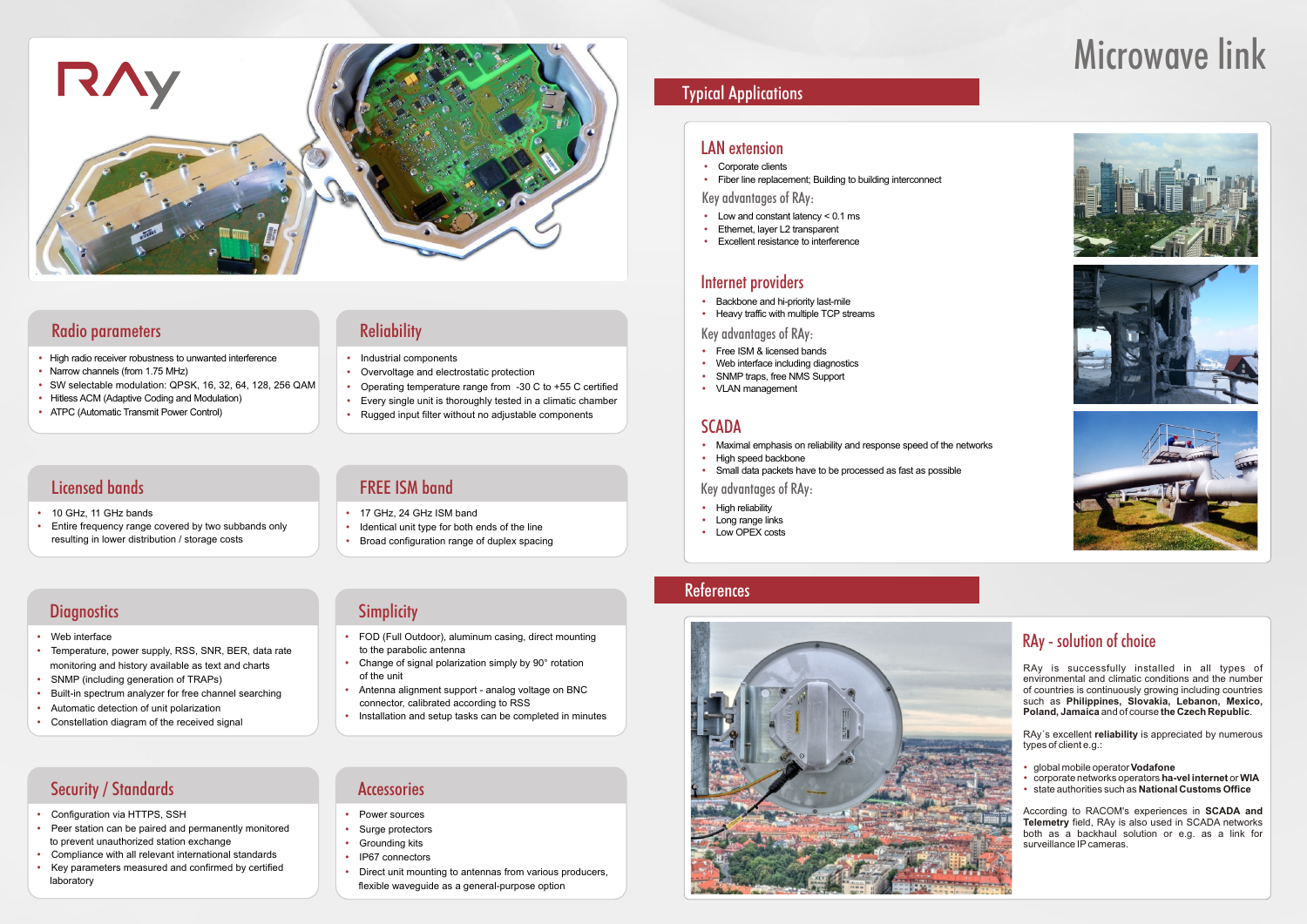# Microwave link

## Radio parameters

- High radio receiver robustness to unwanted interference
- Narrow channels (from 1.75 MHz)
- SW selectable modulation: QPSK, 16, 32, 64, 128, 256 QAM
- Hitless ACM (Adaptive Coding and Modulation)
- ATPC (Automatic Transmit Power Control)

## Reliability

- Industrial components
- Overvoltage and electrostatic protection
- Operating temperature range from -30 C to +55 C certified
- Every single unit is thoroughly tested in a climatic chamber
- Rugged input filter without no adjustable components

## Licensed bands

- 10 GHz, 11 GHz bands
- Entire frequency range covered by two subbands only resulting in lower distribution / storage costs

## FREE ISM band

- 17 GHz, 24 GHz ISM band
- Identical unit type for both ends of the line
- Broad configuration range of duplex spacing

## Diagnostics

- Web interface
- Temperature, power supply, RSS, SNR, BER, data rate monitoring and history available as text and charts
- SNMP (including generation of TRAPs)
- Built-in spectrum analyzer for free channel searching
- Automatic detection of unit polarization
- Constellation diagram of the received signal

## Simplicity

- FOD (Full Outdoor), aluminum casing, direct mounting to the parabolic antenna
- Change of signal polarization simply by 90° rotation of the unit
- Antenna alignment support - analog voltage on BNC connector, calibrated according to RSS
- Installation and setup tasks can be completed in minutes

## Security / Standards

- Configuration via HTTPS, SSH
- Peer station can be paired and permanently monitored to prevent unauthorized station exchange
- Compliance with all relevant international standards
- Key parameters measured and confirmed by certified laboratory

## Accessories

- Power sources
- Surge protectors
- Grounding kits
- IP67 connectors
- Direct unit mounting to antennas from various producers, flexible waveguide as a general-purpose option

## Typical Applications

### LAN extension

- Corporate clients
- Fiber line replacement; Building to building interconnect

Key advantages of RAy:

- Low and constant latency < 0.1 ms
- Ethernet, layer L2 transparent
- Excellent resistance to interference

### Internet providers

- Backbone and hi-priority last-mile
- Heavy traffic with multiple TCP streams

Key advantages of RAy:

- Free ISM & licensed bands
- Web interface including diagnostics
- SNMP traps, free NMS Support
- VLAN management

### SCADA

- Maximal emphasis on reliability and response speed of the networks
- High speed backbone
- Small data packets have to be processed as fast as possible

Key advantages of RAy:

- High reliability
- Long range links
- Low OPEX costs

## References

### RAy - solution of choice

RAy is successfully installed in all types of environmental and climatic conditions and the number of countries is continuously growing including countries such as **Philippines, Slovakia, Lebanon, Mexico, Poland, Jamaica** and of course **the Czech Republic**.

RAy´s excellent **reliability** is appreciated by numerous types of client e.g.:

- global mobile operator **Vodafone**
- corporate networks operators **ha-vel internet** or **WIA**
- state authorities such as **National Customs Office**

According to RACOM's experiences in **SCADA and Telemetry** field, RAy is also used in SCADA networks both as a backhaul solution or e.g. as a link for surveillance IP cameras.